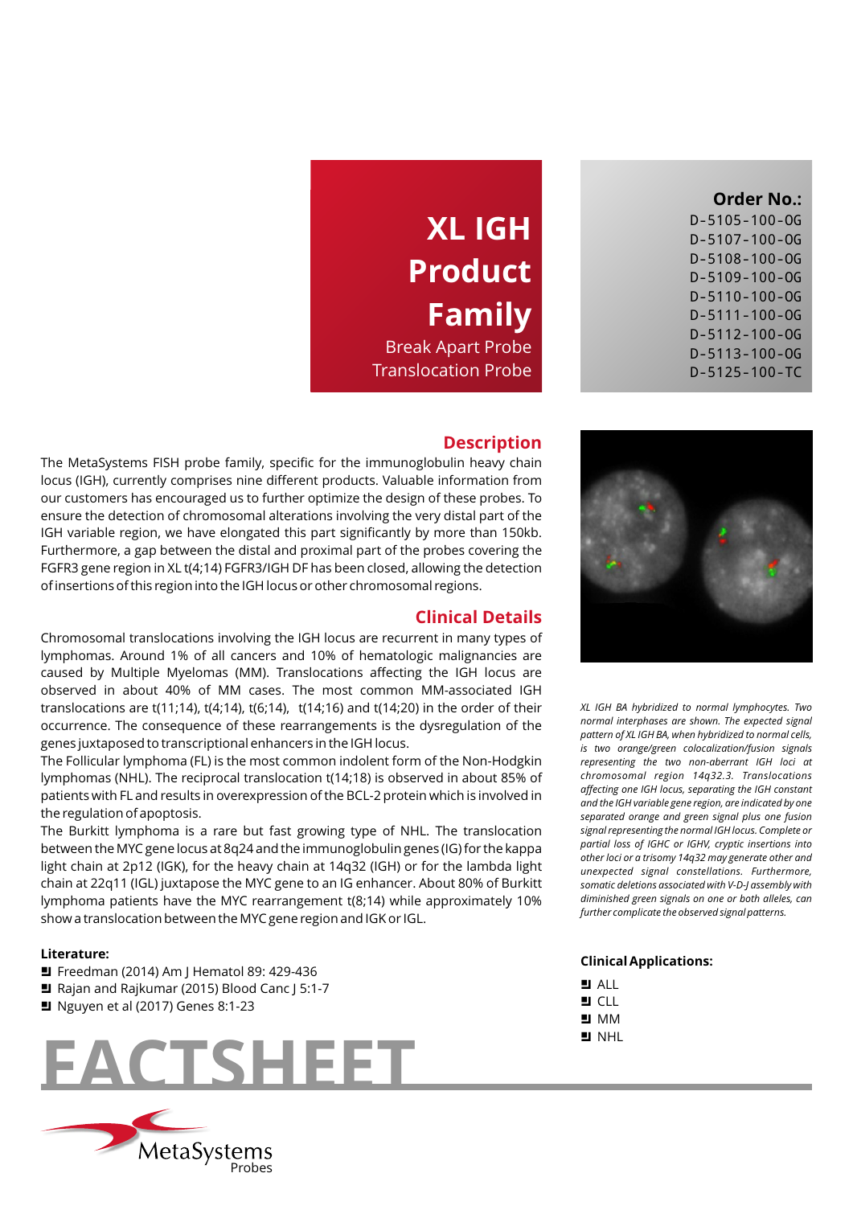# XL IGH Product Family

Break Apart Probe
Translocation Probe

**Order No.:**
D-5105-100-OG
D-5107-100-OG
D-5108-100-OG
D-5109-100-OG
D-5110-100-OG
D-5111-100-OG
D-5112-100-OG
D-5113-100-OG
D-5125-100-TC

## Description

The MetaSystems FISH probe family, specific for the immunoglobulin heavy chain locus (IGH), currently comprises nine different products. Valuable information from our customers has encouraged us to further optimize the design of these probes. To ensure the detection of chromosomal alterations involving the very distal part of the IGH variable region, we have elongated this part significantly by more than 150kb. Furthermore, a gap between the distal and proximal part of the probes covering the FGFR3 gene region in XL t(4;14) FGFR3/IGH DF has been closed, allowing the detection of insertions of this region into the IGH locus or other chromosomal regions.

## Clinical Details

Chromosomal translocations involving the IGH locus are recurrent in many types of lymphomas. Around 1% of all cancers and 10% of hematologic malignancies are caused by Multiple Myelomas (MM). Translocations affecting the IGH locus are observed in about 40% of MM cases. The most common MM-associated IGH translocations are t(11;14), t(4;14), t(6;14), t(14;16) and t(14;20) in the order of their occurrence. The consequence of these rearrangements is the dysregulation of the genes juxtaposed to transcriptional enhancers in the IGH locus.

The Follicular lymphoma (FL) is the most common indolent form of the Non-Hodgkin lymphomas (NHL). The reciprocal translocation t(14;18) is observed in about 85% of patients with FL and results in overexpression of the BCL-2 protein which is involved in the regulation of apoptosis.

The Burkitt lymphoma is a rare but fast growing type of NHL. The translocation between the MYC gene locus at 8q24 and the immunoglobulin genes (IG) for the kappa light chain at 2p12 (IGK), for the heavy chain at 14q32 (IGH) or for the lambda light chain at 22q11 (IGL) juxtapose the MYC gene to an IG enhancer. About 80% of Burkitt lymphoma patients have the MYC rearrangement t(8;14) while approximately 10% show a translocation between the MYC gene region and IGK or IGL.

*XL IGH BA hybridized to normal lymphocytes. Two normal interphases are shown. The expected signal pattern of XL IGH BA, when hybridized to normal cells, is two orange/green colocalization/fusion signals representing the two non-aberrant IGH loci at chromosomal region 14q32.3. Translocations affecting one IGH locus, separating the IGH constant and the IGH variable gene region, are indicated by one separated orange and green signal plus one fusion signal representing the normal IGH locus. Complete or partial loss of IGHC or IGHV, cryptic insertions into other loci or a trisomy 14q32 may generate other and unexpected signal constellations. Furthermore, somatic deletions associated with V-D-J assembly with diminished green signals on one or both alleles, can further complicate the observed signal patterns.*

**Literature:**

- Freedman (2014) Am J Hematol 89: 429-436
- Rajan and Rajkumar (2015) Blood Canc J 5:1-7
- Nguyen et al (2017) Genes 8:1-23

**Clinical Applications:**

- ALL
- CLL
- MM
- NHL

# FACTSHEET

MetaSystems Probes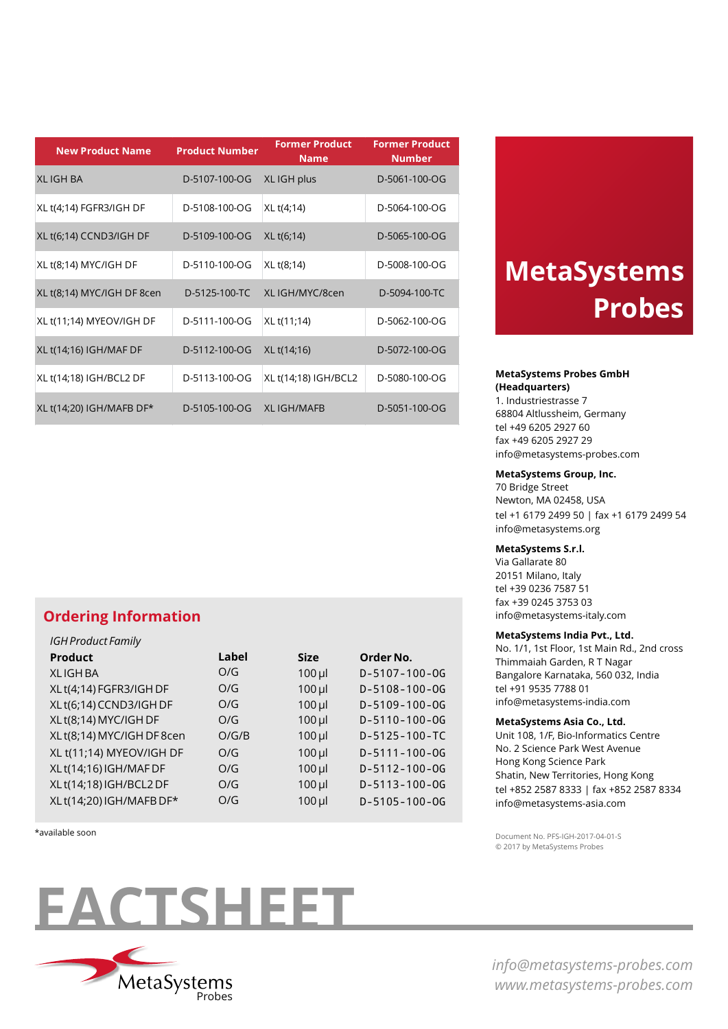| New Product Name | Product Number | Former Product Name | Former Product Number |
|---|---|---|---|
| XL IGH BA | D-5107-100-OG | XL IGH plus | D-5061-100-OG |
| XL t(4;14) FGFR3/IGH DF | D-5108-100-OG | XL t(4;14) | D-5064-100-OG |
| XL t(6;14) CCND3/IGH DF | D-5109-100-OG | XL t(6;14) | D-5065-100-OG |
| XL t(8;14) MYC/IGH DF | D-5110-100-OG | XL t(8;14) | D-5008-100-OG |
| XL t(8;14) MYC/IGH DF 8cen | D-5125-100-TC | XL IGH/MYC/8cen | D-5094-100-TC |
| XL t(11;14) MYEOV/IGH DF | D-5111-100-OG | XL t(11;14) | D-5062-100-OG |
| XL t(14;16) IGH/MAF DF | D-5112-100-OG | XL t(14;16) | D-5072-100-OG |
| XL t(14;18) IGH/BCL2 DF | D-5113-100-OG | XL t(14;18) IGH/BCL2 | D-5080-100-OG |
| XL t(14;20) IGH/MAFB DF* | D-5105-100-OG | XL IGH/MAFB | D-5051-100-OG |

## Ordering Information

*IGH Product Family*

| Product | Label | Size | Order No. |
|---|---|---|---|
| XL IGH BA | O/G | 100 µl | D-5107-100-OG |
| XL t(4;14) FGFR3/IGH DF | O/G | 100 µl | D-5108-100-OG |
| XL t(6;14) CCND3/IGH DF | O/G | 100 µl | D-5109-100-OG |
| XL t(8;14) MYC/IGH DF | O/G | 100 µl | D-5110-100-OG |
| XL t(8;14) MYC/IGH DF 8cen | O/G/B | 100 µl | D-5125-100-TC |
| XL t(11;14) MYEOV/IGH DF | O/G | 100 µl | D-5111-100-OG |
| XL t(14;16) IGH/MAF DF | O/G | 100 µl | D-5112-100-OG |
| XL t(14;18) IGH/BCL2 DF | O/G | 100 µl | D-5113-100-OG |
| XL t(14;20) IGH/MAFB DF* | O/G | 100 µl | D-5105-100-OG |

*available soon

# MetaSystems Probes

**MetaSystems Probes GmbH (Headquarters)**
1. Industriestrasse 7
68804 Altlussheim, Germany
tel +49 6205 2927 60
fax +49 6205 2927 29
info@metasystems-probes.com

**MetaSystems Group, Inc.**
70 Bridge Street
Newton, MA 02458, USA
tel +1 6179 2499 50 | fax +1 6179 2499 54
info@metasystems.org

**MetaSystems S.r.l.**
Via Gallarate 80
20151 Milano, Italy
tel +39 0236 7587 51
fax +39 0245 3753 03
info@metasystems-italy.com

**MetaSystems India Pvt., Ltd.**
No. 1/1, 1st Floor, 1st Main Rd., 2nd cross
Thimmaiah Garden, R T Nagar
Bangalore Karnataka, 560 032, India
tel +91 9535 7788 01
info@metasystems-india.com

**MetaSystems Asia Co., Ltd.**
Unit 108, 1/F, Bio-Informatics Centre
No. 2 Science Park West Avenue
Hong Kong Science Park
Shatin, New Territories, Hong Kong
tel +852 2587 8333 | fax +852 2587 8334
info@metasystems-asia.com

Document No. PFS-IGH-2017-04-01-S
© 2017 by MetaSystems Probes

# FACTSHEET

MetaSystems Probes

*info@metasystems-probes.com*
*www.metasystems-probes.com*